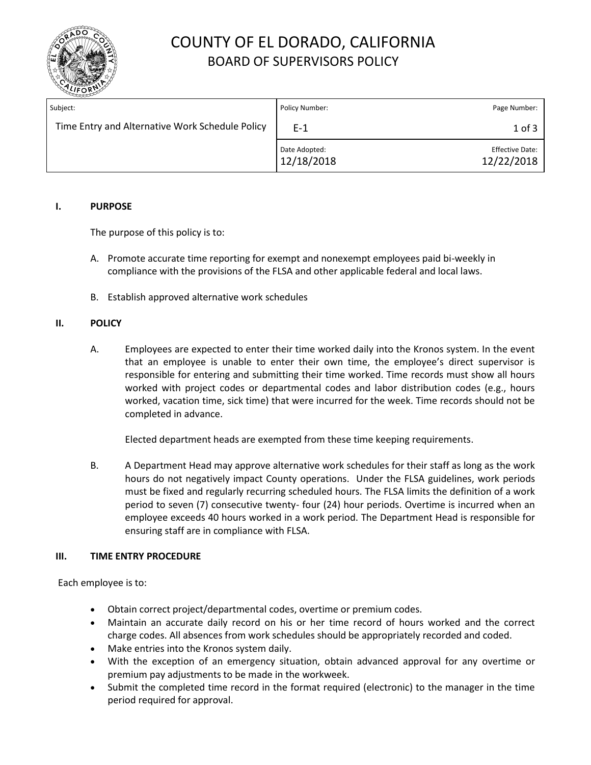# COUNTY OF EL DORADO, CALIFORNIA
## BOARD OF SUPERVISORS POLICY

| Subject: | Policy Number: | Page Number: |
| --- | --- | --- |
| Time Entry and Alternative Work Schedule Policy | E-1 | 1 of 3 |
| | Date Adopted: 12/18/2018 | Effective Date: 12/22/2018 |

**I. PURPOSE**

The purpose of this policy is to:

A. Promote accurate time reporting for exempt and nonexempt employees paid bi-weekly in compliance with the provisions of the FLSA and other applicable federal and local laws.

B. Establish approved alternative work schedules

**II. POLICY**

A. Employees are expected to enter their time worked daily into the Kronos system. In the event that an employee is unable to enter their own time, the employee's direct supervisor is responsible for entering and submitting their time worked. Time records must show all hours worked with project codes or departmental codes and labor distribution codes (e.g., hours worked, vacation time, sick time) that were incurred for the week. Time records should not be completed in advance.

Elected department heads are exempted from these time keeping requirements.

B. A Department Head may approve alternative work schedules for their staff as long as the work hours do not negatively impact County operations. Under the FLSA guidelines, work periods must be fixed and regularly recurring scheduled hours. The FLSA limits the definition of a work period to seven (7) consecutive twenty- four (24) hour periods. Overtime is incurred when an employee exceeds 40 hours worked in a work period. The Department Head is responsible for ensuring staff are in compliance with FLSA.

**III. TIME ENTRY PROCEDURE**

Each employee is to:

- Obtain correct project/departmental codes, overtime or premium codes.
- Maintain an accurate daily record on his or her time record of hours worked and the correct charge codes. All absences from work schedules should be appropriately recorded and coded.
- Make entries into the Kronos system daily.
- With the exception of an emergency situation, obtain advanced approval for any overtime or premium pay adjustments to be made in the workweek.
- Submit the completed time record in the format required (electronic) to the manager in the time period required for approval.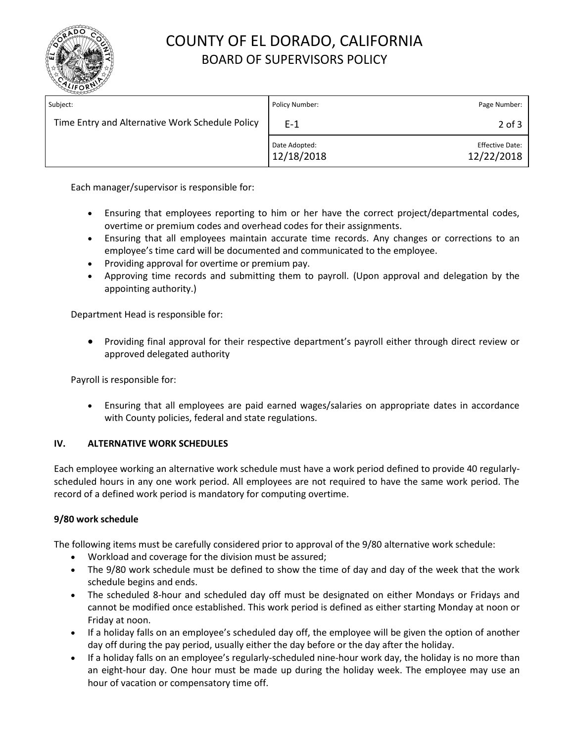Each manager/supervisor is responsible for:

- Ensuring that employees reporting to him or her have the correct project/departmental codes, overtime or premium codes and overhead codes for their assignments.
- Ensuring that all employees maintain accurate time records. Any changes or corrections to an employee's time card will be documented and communicated to the employee.
- Providing approval for overtime or premium pay.
- Approving time records and submitting them to payroll. (Upon approval and delegation by the appointing authority.)

Department Head is responsible for:

- Providing final approval for their respective department's payroll either through direct review or approved delegated authority

Payroll is responsible for:

- Ensuring that all employees are paid earned wages/salaries on appropriate dates in accordance with County policies, federal and state regulations.

## IV. ALTERNATIVE WORK SCHEDULES

Each employee working an alternative work schedule must have a work period defined to provide 40 regularly-scheduled hours in any one work period. All employees are not required to have the same work period. The record of a defined work period is mandatory for computing overtime.

### 9/80 work schedule

The following items must be carefully considered prior to approval of the 9/80 alternative work schedule:

- Workload and coverage for the division must be assured;
- The 9/80 work schedule must be defined to show the time of day and day of the week that the work schedule begins and ends.
- The scheduled 8-hour and scheduled day off must be designated on either Mondays or Fridays and cannot be modified once established. This work period is defined as either starting Monday at noon or Friday at noon.
- If a holiday falls on an employee's scheduled day off, the employee will be given the option of another day off during the pay period, usually either the day before or the day after the holiday.
- If a holiday falls on an employee's regularly-scheduled nine-hour work day, the holiday is no more than an eight-hour day. One hour must be made up during the holiday week. The employee may use an hour of vacation or compensatory time off.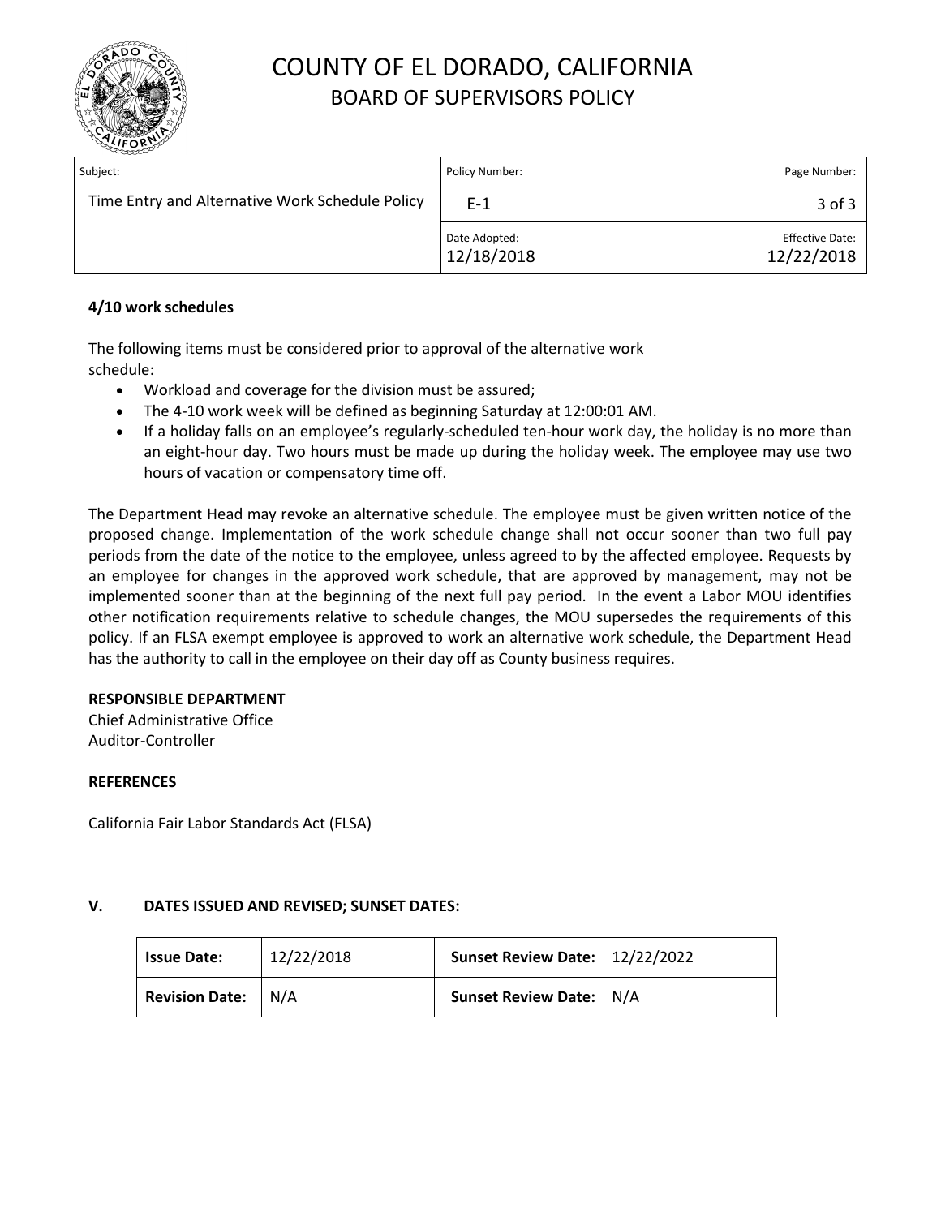# COUNTY OF EL DORADO, CALIFORNIA
## BOARD OF SUPERVISORS POLICY

| Subject: | Policy Number: | Page Number: |
|---|---|---|
| Time Entry and Alternative Work Schedule Policy | E-1 | 3 of 3 |
| | Date Adopted: 12/18/2018 | Effective Date: 12/22/2018 |

**4/10 work schedules**

The following items must be considered prior to approval of the alternative work schedule:

- Workload and coverage for the division must be assured;
- The 4-10 work week will be defined as beginning Saturday at 12:00:01 AM.
- If a holiday falls on an employee's regularly-scheduled ten-hour work day, the holiday is no more than an eight-hour day. Two hours must be made up during the holiday week. The employee may use two hours of vacation or compensatory time off.

The Department Head may revoke an alternative schedule. The employee must be given written notice of the proposed change. Implementation of the work schedule change shall not occur sooner than two full pay periods from the date of the notice to the employee, unless agreed to by the affected employee. Requests by an employee for changes in the approved work schedule, that are approved by management, may not be implemented sooner than at the beginning of the next full pay period. In the event a Labor MOU identifies other notification requirements relative to schedule changes, the MOU supersedes the requirements of this policy. If an FLSA exempt employee is approved to work an alternative work schedule, the Department Head has the authority to call in the employee on their day off as County business requires.

**RESPONSIBLE DEPARTMENT**

Chief Administrative Office
Auditor-Controller

**REFERENCES**

California Fair Labor Standards Act (FLSA)

**V. DATES ISSUED AND REVISED; SUNSET DATES:**

| | | | |
|---|---|---|---|
| **Issue Date:** | 12/22/2018 | **Sunset Review Date:** | 12/22/2022 |
| **Revision Date:** | N/A | **Sunset Review Date:** | N/A |